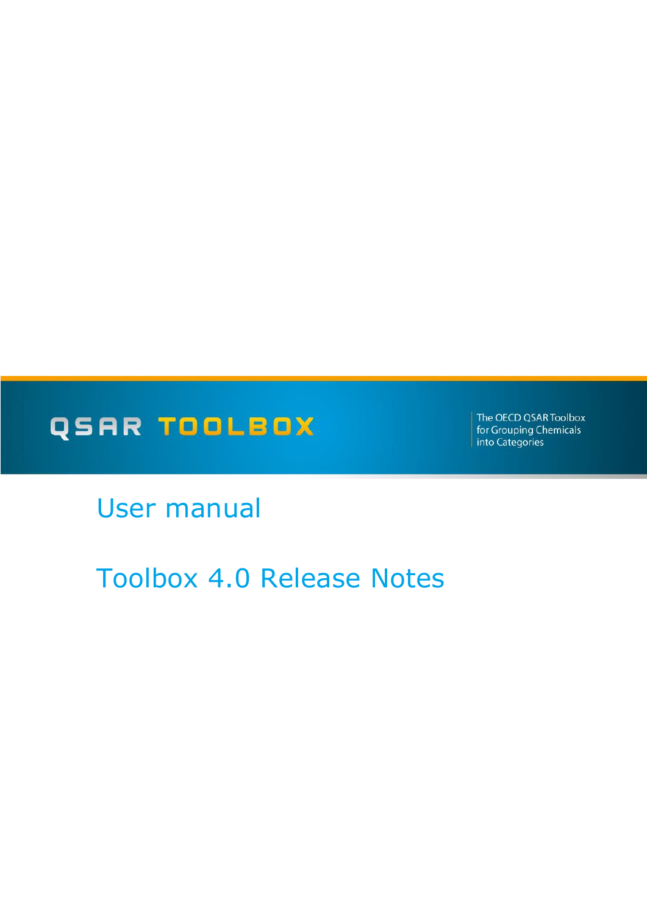QSAR TOOLBOX

The OECD QSAR Toolbox for Grouping Chemicals into Categories

# User manual

# Toolbox 4.0 Release Notes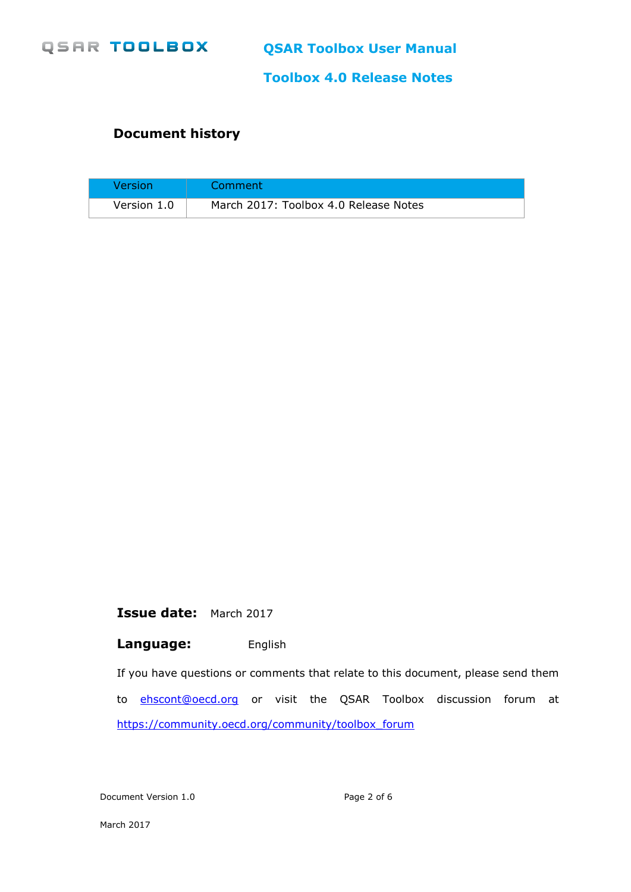## Document history

| Version | Comment |
|---|---|
| Version 1.0 | March 2017: Toolbox 4.0 Release Notes |

**Issue date:** March 2017

**Language:** English

If you have questions or comments that relate to this document, please send them to ehscont@oecd.org or visit the QSAR Toolbox discussion forum at https://community.oecd.org/community/toolbox_forum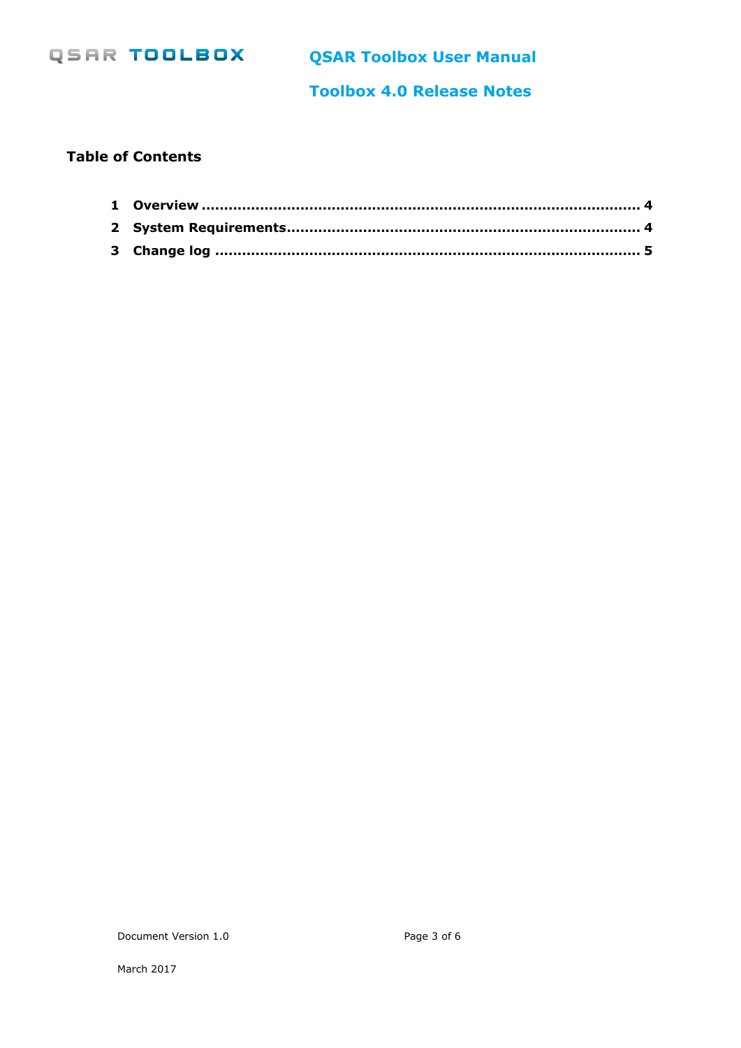## Table of Contents

1 **Overview** .......................................................................................... 4

2 **System Requirements**.......................................................................... 4

3 **Change log** ........................................................................................ 5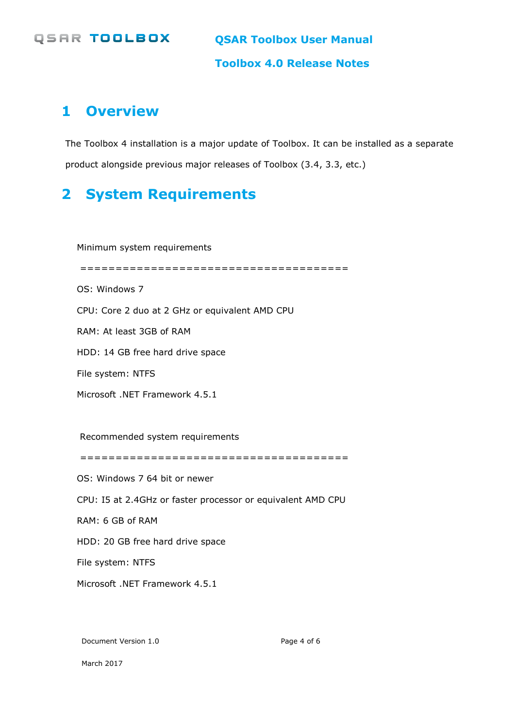# 1 Overview

The Toolbox 4 installation is a major update of Toolbox. It can be installed as a separate product alongside previous major releases of Toolbox (3.4, 3.3, etc.)

# 2 System Requirements

Minimum system requirements

=====================================

OS: Windows 7

CPU: Core 2 duo at 2 GHz or equivalent AMD CPU

RAM: At least 3GB of RAM

HDD: 14 GB free hard drive space

File system: NTFS

Microsoft .NET Framework 4.5.1

Recommended system requirements

=====================================

OS: Windows 7 64 bit or newer

CPU: I5 at 2.4GHz or faster processor or equivalent AMD CPU

RAM: 6 GB of RAM

HDD: 20 GB free hard drive space

File system: NTFS

Microsoft .NET Framework 4.5.1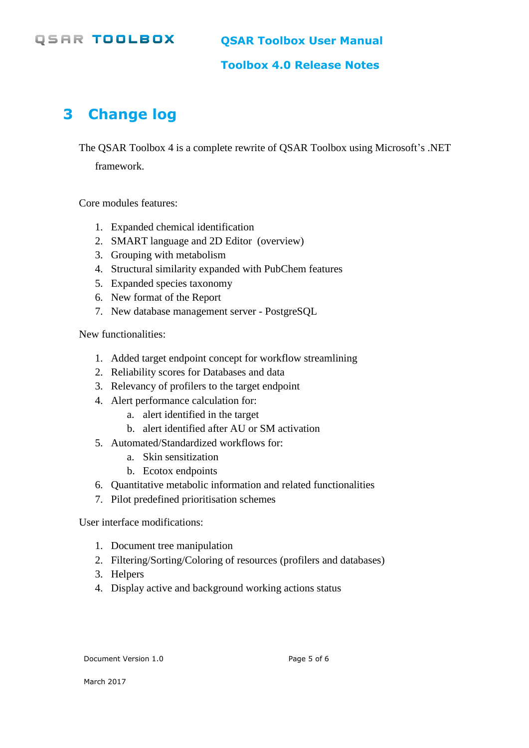# 3 Change log

The QSAR Toolbox 4 is a complete rewrite of QSAR Toolbox using Microsoft's .NET framework.

Core modules features:

1. Expanded chemical identification
2. SMART language and 2D Editor (overview)
3. Grouping with metabolism
4. Structural similarity expanded with PubChem features
5. Expanded species taxonomy
6. New format of the Report
7. New database management server - PostgreSQL

New functionalities:

1. Added target endpoint concept for workflow streamlining
2. Reliability scores for Databases and data
3. Relevancy of profilers to the target endpoint
4. Alert performance calculation for:
   a. alert identified in the target
   b. alert identified after AU or SM activation
5. Automated/Standardized workflows for:
   a. Skin sensitization
   b. Ecotox endpoints
6. Quantitative metabolic information and related functionalities
7. Pilot predefined prioritisation schemes

User interface modifications:

1. Document tree manipulation
2. Filtering/Sorting/Coloring of resources (profilers and databases)
3. Helpers
4. Display active and background working actions status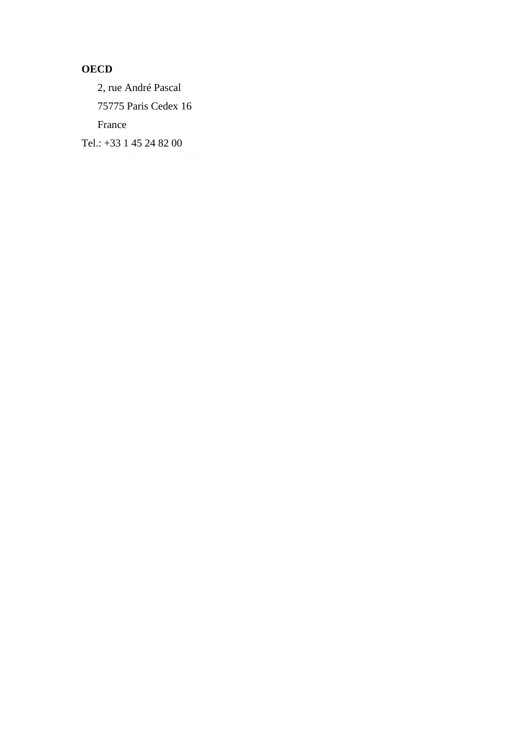**OECD**

2, rue André Pascal

75775 Paris Cedex 16

France

Tel.: +33 1 45 24 82 00